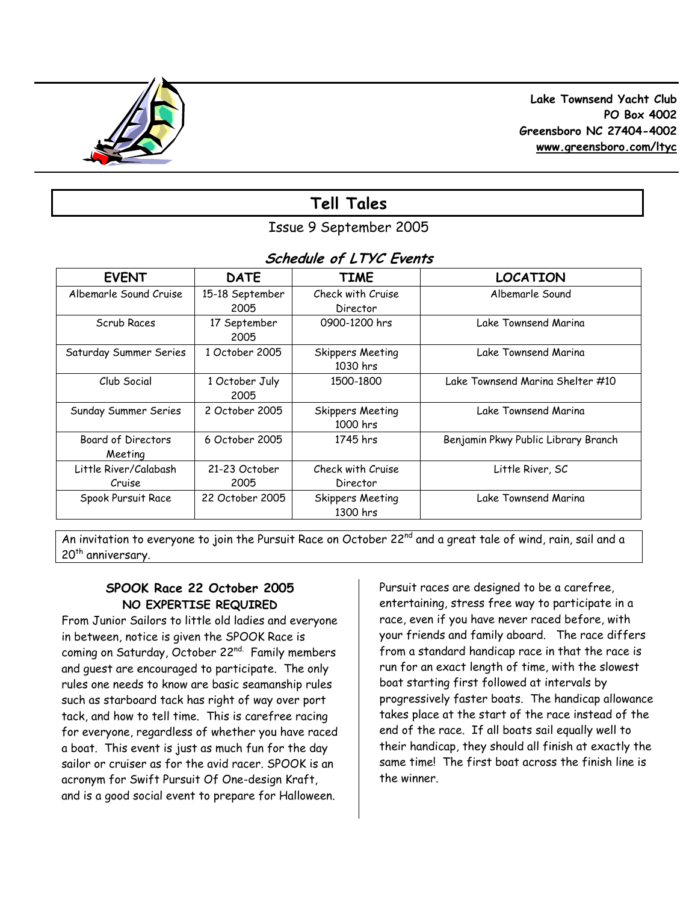**Lake Townsend Yacht Club**
**PO Box 4002**
**Greensboro NC 27404-4002**
**www.greensboro.com/ltyc**

# Tell Tales

Issue 9 September 2005

## *Schedule of LTYC Events*

| EVENT | DATE | TIME | LOCATION |
|---|---|---|---|
| Albemarle Sound Cruise | 15-18 September 2005 | Check with Cruise Director | Albemarle Sound |
| Scrub Races | 17 September 2005 | 0900-1200 hrs | Lake Townsend Marina |
| Saturday Summer Series | 1 October 2005 | Skippers Meeting 1030 hrs | Lake Townsend Marina |
| Club Social | 1 October July 2005 | 1500-1800 | Lake Townsend Marina Shelter #10 |
| Sunday Summer Series | 2 October 2005 | Skippers Meeting 1000 hrs | Lake Townsend Marina |
| Board of Directors Meeting | 6 October 2005 | 1745 hrs | Benjamin Pkwy Public Library Branch |
| Little River/Calabash Cruise | 21-23 October 2005 | Check with Cruise Director | Little River, SC |
| Spook Pursuit Race | 22 October 2005 | Skippers Meeting 1300 hrs | Lake Townsend Marina |

An invitation to everyone to join the Pursuit Race on October 22nd and a great tale of wind, rain, sail and a 20th anniversary.

### SPOOK Race 22 October 2005
### NO EXPERTISE REQUIRED

From Junior Sailors to little old ladies and everyone in between, notice is given the SPOOK Race is coming on Saturday, October 22nd. Family members and guest are encouraged to participate. The only rules one needs to know are basic seamanship rules such as starboard tack has right of way over port tack, and how to tell time. This is carefree racing for everyone, regardless of whether you have raced a boat. This event is just as much fun for the day sailor or cruiser as for the avid racer. SPOOK is an acronym for Swift Pursuit Of One-design Kraft, and is a good social event to prepare for Halloween.

Pursuit races are designed to be a carefree, entertaining, stress free way to participate in a race, even if you have never raced before, with your friends and family aboard. The race differs from a standard handicap race in that the race is run for an exact length of time, with the slowest boat starting first followed at intervals by progressively faster boats. The handicap allowance takes place at the start of the race instead of the end of the race. If all boats sail equally well to their handicap, they should all finish at exactly the same time! The first boat across the finish line is the winner.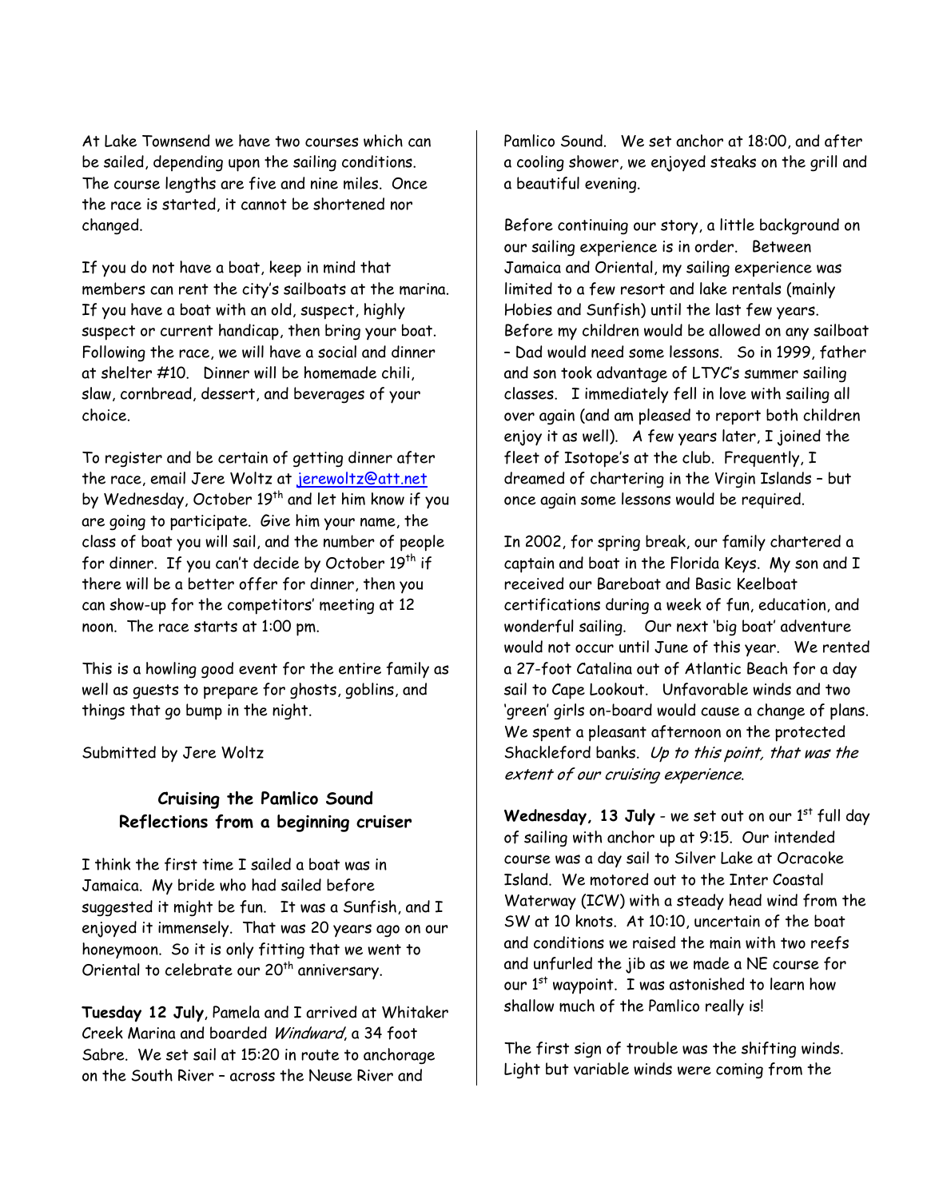At Lake Townsend we have two courses which can be sailed, depending upon the sailing conditions. The course lengths are five and nine miles. Once the race is started, it cannot be shortened nor changed.

If you do not have a boat, keep in mind that members can rent the city's sailboats at the marina. If you have a boat with an old, suspect, highly suspect or current handicap, then bring your boat. Following the race, we will have a social and dinner at shelter #10. Dinner will be homemade chili, slaw, cornbread, dessert, and beverages of your choice.

To register and be certain of getting dinner after the race, email Jere Woltz at jerewoltz@att.net by Wednesday, October 19th and let him know if you are going to participate. Give him your name, the class of boat you will sail, and the number of people for dinner. If you can't decide by October 19th if there will be a better offer for dinner, then you can show-up for the competitors' meeting at 12 noon. The race starts at 1:00 pm.

This is a howling good event for the entire family as well as guests to prepare for ghosts, goblins, and things that go bump in the night.

Submitted by Jere Woltz

## Cruising the Pamlico Sound
## Reflections from a beginning cruiser

I think the first time I sailed a boat was in Jamaica. My bride who had sailed before suggested it might be fun. It was a Sunfish, and I enjoyed it immensely. That was 20 years ago on our honeymoon. So it is only fitting that we went to Oriental to celebrate our 20th anniversary.

**Tuesday 12 July**, Pamela and I arrived at Whitaker Creek Marina and boarded *Windward*, a 34 foot Sabre. We set sail at 15:20 in route to anchorage on the South River – across the Neuse River and Pamlico Sound. We set anchor at 18:00, and after a cooling shower, we enjoyed steaks on the grill and a beautiful evening.

Before continuing our story, a little background on our sailing experience is in order. Between Jamaica and Oriental, my sailing experience was limited to a few resort and lake rentals (mainly Hobies and Sunfish) until the last few years. Before my children would be allowed on any sailboat – Dad would need some lessons. So in 1999, father and son took advantage of LTYC's summer sailing classes. I immediately fell in love with sailing all over again (and am pleased to report both children enjoy it as well). A few years later, I joined the fleet of Isotope's at the club. Frequently, I dreamed of chartering in the Virgin Islands – but once again some lessons would be required.

In 2002, for spring break, our family chartered a captain and boat in the Florida Keys. My son and I received our Bareboat and Basic Keelboat certifications during a week of fun, education, and wonderful sailing. Our next 'big boat' adventure would not occur until June of this year. We rented a 27-foot Catalina out of Atlantic Beach for a day sail to Cape Lookout. Unfavorable winds and two 'green' girls on-board would cause a change of plans. We spent a pleasant afternoon on the protected Shackleford banks. *Up to this point, that was the extent of our cruising experience.*

**Wednesday, 13 July** - we set out on our 1st full day of sailing with anchor up at 9:15. Our intended course was a day sail to Silver Lake at Ocracoke Island. We motored out to the Inter Coastal Waterway (ICW) with a steady head wind from the SW at 10 knots. At 10:10, uncertain of the boat and conditions we raised the main with two reefs and unfurled the jib as we made a NE course for our 1st waypoint. I was astonished to learn how shallow much of the Pamlico really is!

The first sign of trouble was the shifting winds. Light but variable winds were coming from the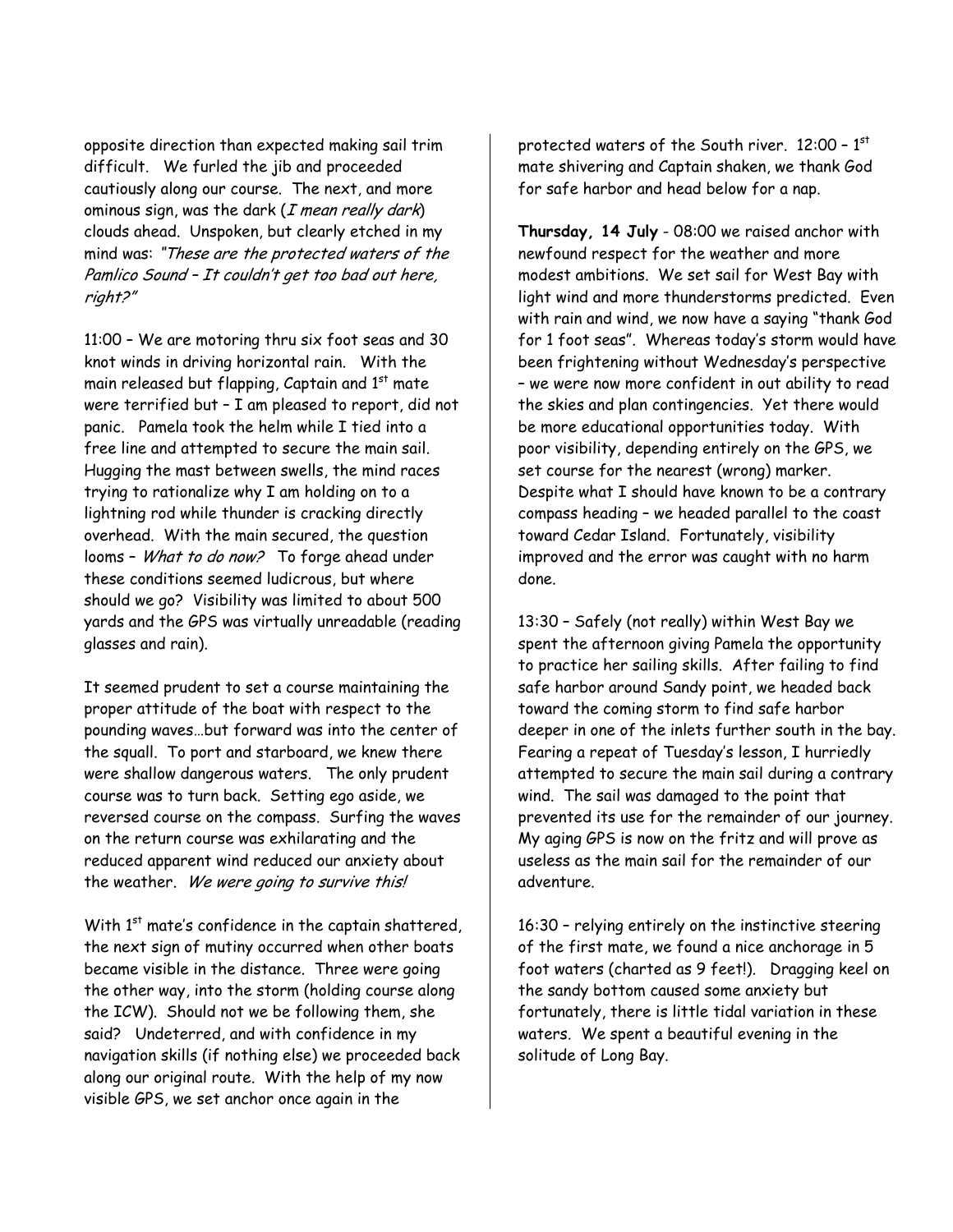opposite direction than expected making sail trim difficult. We furled the jib and proceeded cautiously along our course. The next, and more ominous sign, was the dark (*I mean really dark*) clouds ahead. Unspoken, but clearly etched in my mind was: "*These are the protected waters of the Pamlico Sound – It couldn't get too bad out here, right?*"

11:00 – We are motoring thru six foot seas and 30 knot winds in driving horizontal rain. With the main released but flapping, Captain and 1st mate were terrified but – I am pleased to report, did not panic. Pamela took the helm while I tied into a free line and attempted to secure the main sail. Hugging the mast between swells, the mind races trying to rationalize why I am holding on to a lightning rod while thunder is cracking directly overhead. With the main secured, the question looms – *What to do now?* To forge ahead under these conditions seemed ludicrous, but where should we go? Visibility was limited to about 500 yards and the GPS was virtually unreadable (reading glasses and rain).

It seemed prudent to set a course maintaining the proper attitude of the boat with respect to the pounding waves…but forward was into the center of the squall. To port and starboard, we knew there were shallow dangerous waters. The only prudent course was to turn back. Setting ego aside, we reversed course on the compass. Surfing the waves on the return course was exhilarating and the reduced apparent wind reduced our anxiety about the weather. *We were going to survive this!*

With 1st mate's confidence in the captain shattered, the next sign of mutiny occurred when other boats became visible in the distance. Three were going the other way, into the storm (holding course along the ICW). Should not we be following them, she said? Undeterred, and with confidence in my navigation skills (if nothing else) we proceeded back along our original route. With the help of my now visible GPS, we set anchor once again in the protected waters of the South river. 12:00 – 1st mate shivering and Captain shaken, we thank God for safe harbor and head below for a nap.

**Thursday, 14 July** - 08:00 we raised anchor with newfound respect for the weather and more modest ambitions. We set sail for West Bay with light wind and more thunderstorms predicted. Even with rain and wind, we now have a saying "thank God for 1 foot seas". Whereas today's storm would have been frightening without Wednesday's perspective – we were now more confident in out ability to read the skies and plan contingencies. Yet there would be more educational opportunities today. With poor visibility, depending entirely on the GPS, we set course for the nearest (wrong) marker. Despite what I should have known to be a contrary compass heading – we headed parallel to the coast toward Cedar Island. Fortunately, visibility improved and the error was caught with no harm done.

13:30 – Safely (not really) within West Bay we spent the afternoon giving Pamela the opportunity to practice her sailing skills. After failing to find safe harbor around Sandy point, we headed back toward the coming storm to find safe harbor deeper in one of the inlets further south in the bay. Fearing a repeat of Tuesday's lesson, I hurriedly attempted to secure the main sail during a contrary wind. The sail was damaged to the point that prevented its use for the remainder of our journey. My aging GPS is now on the fritz and will prove as useless as the main sail for the remainder of our adventure.

16:30 – relying entirely on the instinctive steering of the first mate, we found a nice anchorage in 5 foot waters (charted as 9 feet!). Dragging keel on the sandy bottom caused some anxiety but fortunately, there is little tidal variation in these waters. We spent a beautiful evening in the solitude of Long Bay.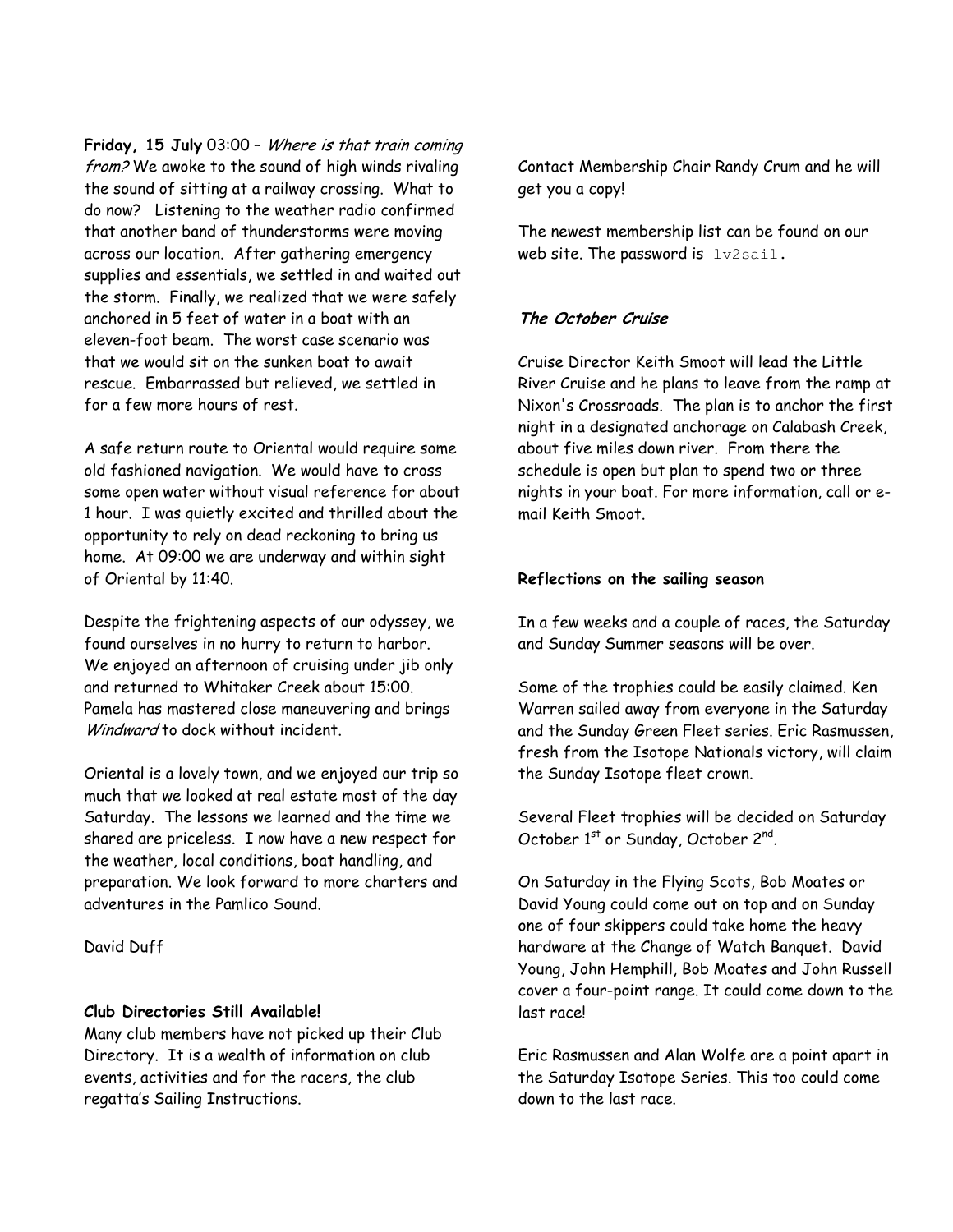**Friday, 15 July** 03:00 – *Where is that train coming from?* We awoke to the sound of high winds rivaling the sound of sitting at a railway crossing. What to do now? Listening to the weather radio confirmed that another band of thunderstorms were moving across our location. After gathering emergency supplies and essentials, we settled in and waited out the storm. Finally, we realized that we were safely anchored in 5 feet of water in a boat with an eleven-foot beam. The worst case scenario was that we would sit on the sunken boat to await rescue. Embarrassed but relieved, we settled in for a few more hours of rest.

A safe return route to Oriental would require some old fashioned navigation. We would have to cross some open water without visual reference for about 1 hour. I was quietly excited and thrilled about the opportunity to rely on dead reckoning to bring us home. At 09:00 we are underway and within sight of Oriental by 11:40.

Despite the frightening aspects of our odyssey, we found ourselves in no hurry to return to harbor. We enjoyed an afternoon of cruising under jib only and returned to Whitaker Creek about 15:00. Pamela has mastered close maneuvering and brings *Windward* to dock without incident.

Oriental is a lovely town, and we enjoyed our trip so much that we looked at real estate most of the day Saturday. The lessons we learned and the time we shared are priceless. I now have a new respect for the weather, local conditions, boat handling, and preparation. We look forward to more charters and adventures in the Pamlico Sound.

David Duff

**Club Directories Still Available!**

Many club members have not picked up their Club Directory. It is a wealth of information on club events, activities and for the racers, the club regatta's Sailing Instructions. Contact Membership Chair Randy Crum and he will get you a copy!

The newest membership list can be found on our web site. The password is `lv2sail`.

***The October Cruise***

Cruise Director Keith Smoot will lead the Little River Cruise and he plans to leave from the ramp at Nixon's Crossroads. The plan is to anchor the first night in a designated anchorage on Calabash Creek, about five miles down river. From there the schedule is open but plan to spend two or three nights in your boat. For more information, call or e-mail Keith Smoot.

**Reflections on the sailing season**

In a few weeks and a couple of races, the Saturday and Sunday Summer seasons will be over.

Some of the trophies could be easily claimed. Ken Warren sailed away from everyone in the Saturday and the Sunday Green Fleet series. Eric Rasmussen, fresh from the Isotope Nationals victory, will claim the Sunday Isotope fleet crown.

Several Fleet trophies will be decided on Saturday October 1st or Sunday, October 2nd.

On Saturday in the Flying Scots, Bob Moates or David Young could come out on top and on Sunday one of four skippers could take home the heavy hardware at the Change of Watch Banquet. David Young, John Hemphill, Bob Moates and John Russell cover a four-point range. It could come down to the last race!

Eric Rasmussen and Alan Wolfe are a point apart in the Saturday Isotope Series. This too could come down to the last race.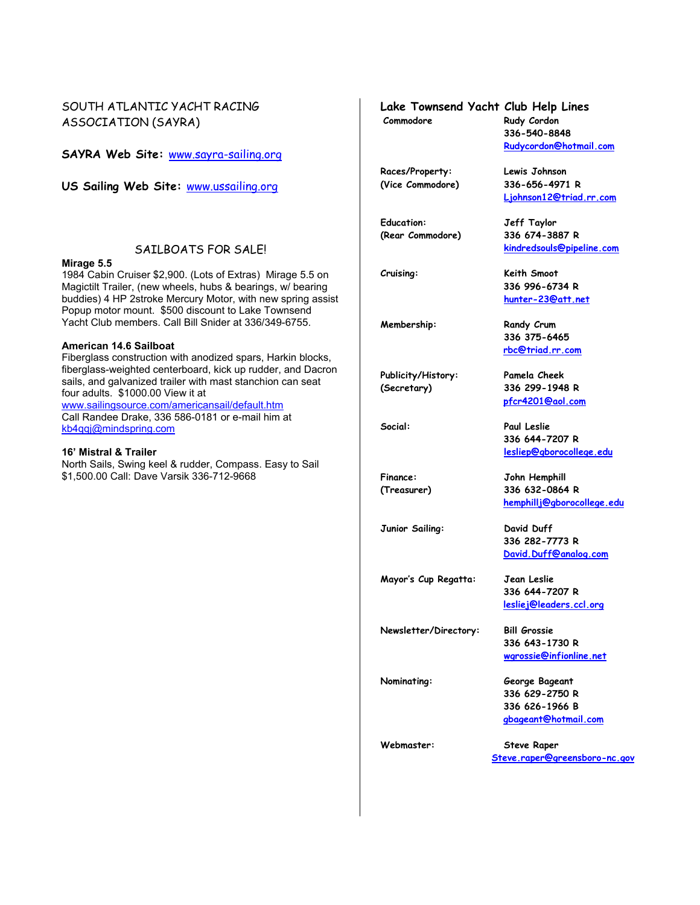SOUTH ATLANTIC YACHT RACING ASSOCIATION (SAYRA)

**SAYRA Web Site:** www.sayra-sailing.org

**US Sailing Web Site:** www.ussailing.org

## SAILBOATS FOR SALE!

**Mirage 5.5**
1984 Cabin Cruiser $2,900. (Lots of Extras) Mirage 5.5 on Magictilt Trailer, (new wheels, hubs & bearings, w/ bearing buddies) 4 HP 2stroke Mercury Motor, with new spring assist Popup motor mount. $500 discount to Lake Townsend Yacht Club members. Call Bill Snider at 336/349-6755.

**American 14.6 Sailboat**
Fiberglass construction with anodized spars, Harkin blocks, fiberglass-weighted centerboard, kick up rudder, and Dacron sails, and galvanized trailer with mast stanchion can seat four adults. $1000.00 View it at www.sailingsource.com/americansail/default.htm
Call Randee Drake, 336 586-0181 or e-mail him at kb4qqj@mindspring.com

**16' Mistral & Trailer**
North Sails, Swing keel & rudder, Compass. Easy to Sail $1,500.00 Call: Dave Varsik 336-712-9668

## Lake Townsend Yacht Club Help Lines

| | |
|---|---|
| Commodore | Rudy Cordon<br>336-540-8848<br>Rudycordon@hotmail.com |
| Races/Property:<br>(Vice Commodore) | Lewis Johnson<br>336-656-4971 R<br>Ljohnson12@triad.rr.com |
| Education:<br>(Rear Commodore) | Jeff Taylor<br>336 674-3887 R<br>kindredsouls@pipeline.com |
| Cruising: | Keith Smoot<br>336 996-6734 R<br>hunter-23@att.net |
| Membership: | Randy Crum<br>336 375-6465<br>rbc@triad.rr.com |
| Publicity/History:<br>(Secretary) | Pamela Cheek<br>336 299-1948 R<br>pfcr4201@aol.com |
| Social: | Paul Leslie<br>336 644-7207 R<br>lesliep@gborocollege.edu |
| Finance:<br>(Treasurer) | John Hemphill<br>336 632-0864 R<br>hemphillj@gborocollege.edu |
| Junior Sailing: | David Duff<br>336 282-7773 R<br>David.Duff@analog.com |
| Mayor's Cup Regatta: | Jean Leslie<br>336 644-7207 R<br>lesliej@leaders.ccl.org |
| Newsletter/Directory: | Bill Grossie<br>336 643-1730 R<br>wgrossie@infionline.net |
| Nominating: | George Bageant<br>336 629-2750 R<br>336 626-1966 B<br>gbageant@hotmail.com |
| Webmaster: | Steve Raper<br>Steve.raper@greensboro-nc.gov |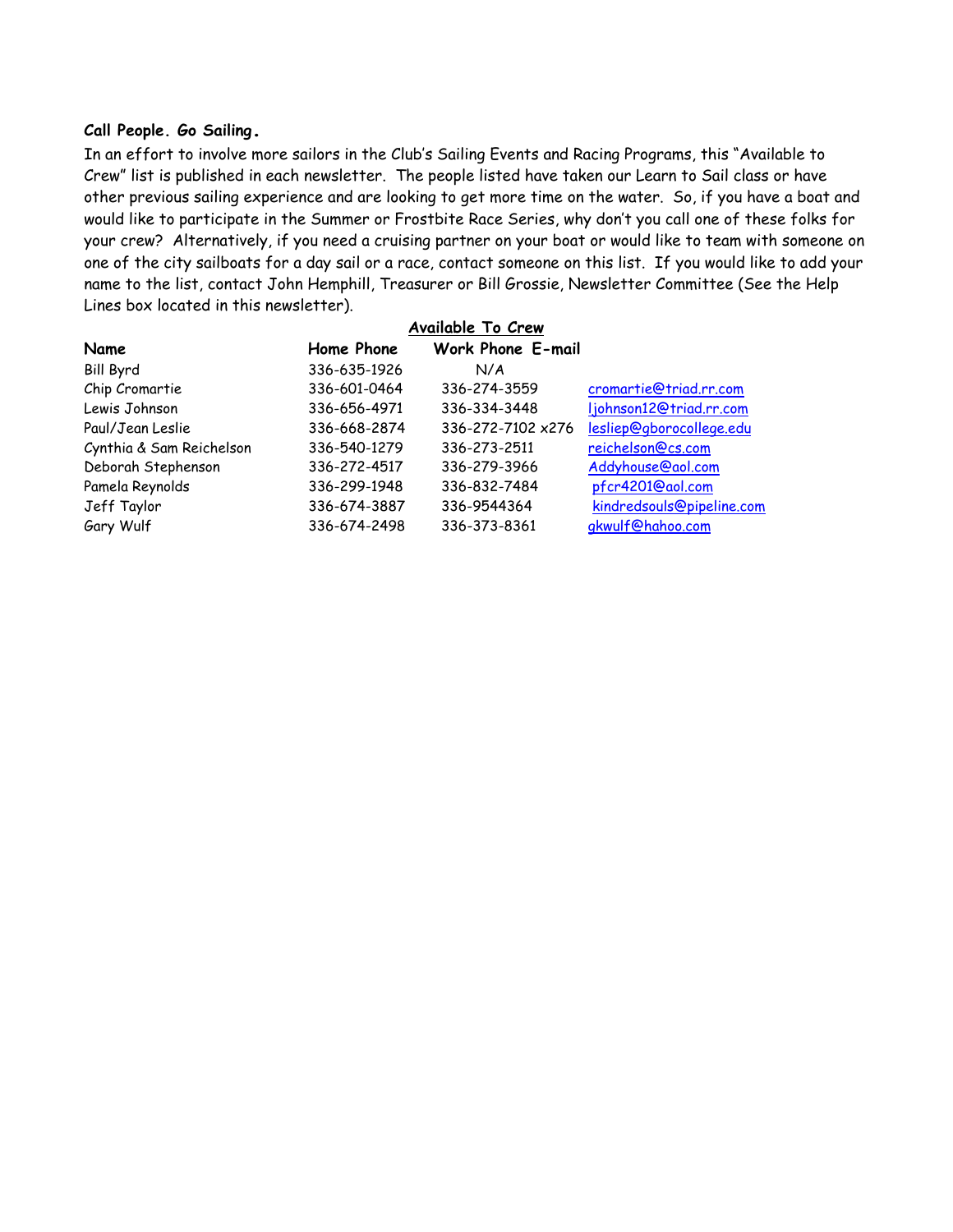**Call People. Go Sailing.**

In an effort to involve more sailors in the Club's Sailing Events and Racing Programs, this "Available to Crew" list is published in each newsletter. The people listed have taken our Learn to Sail class or have other previous sailing experience and are looking to get more time on the water. So, if you have a boat and would like to participate in the Summer or Frostbite Race Series, why don't you call one of these folks for your crew? Alternatively, if you need a cruising partner on your boat or would like to team with someone on one of the city sailboats for a day sail or a race, contact someone on this list. If you would like to add your name to the list, contact John Hemphill, Treasurer or Bill Grossie, Newsletter Committee (See the Help Lines box located in this newsletter).

**Available To Crew**

| Name | Home Phone | Work Phone | E-mail |
|---|---|---|---|
| Bill Byrd | 336-635-1926 | N/A | |
| Chip Cromartie | 336-601-0464 | 336-274-3559 | cromartie@triad.rr.com |
| Lewis Johnson | 336-656-4971 | 336-334-3448 | ljohnson12@triad.rr.com |
| Paul/Jean Leslie | 336-668-2874 | 336-272-7102 x276 | lesliep@gborocollege.edu |
| Cynthia & Sam Reichelson | 336-540-1279 | 336-273-2511 | reichelson@cs.com |
| Deborah Stephenson | 336-272-4517 | 336-279-3966 | Addyhouse@aol.com |
| Pamela Reynolds | 336-299-1948 | 336-832-7484 | pfcr4201@aol.com |
| Jeff Taylor | 336-674-3887 | 336-9544364 | kindredsouls@pipeline.com |
| Gary Wulf | 336-674-2498 | 336-373-8361 | gkwulf@hahoo.com |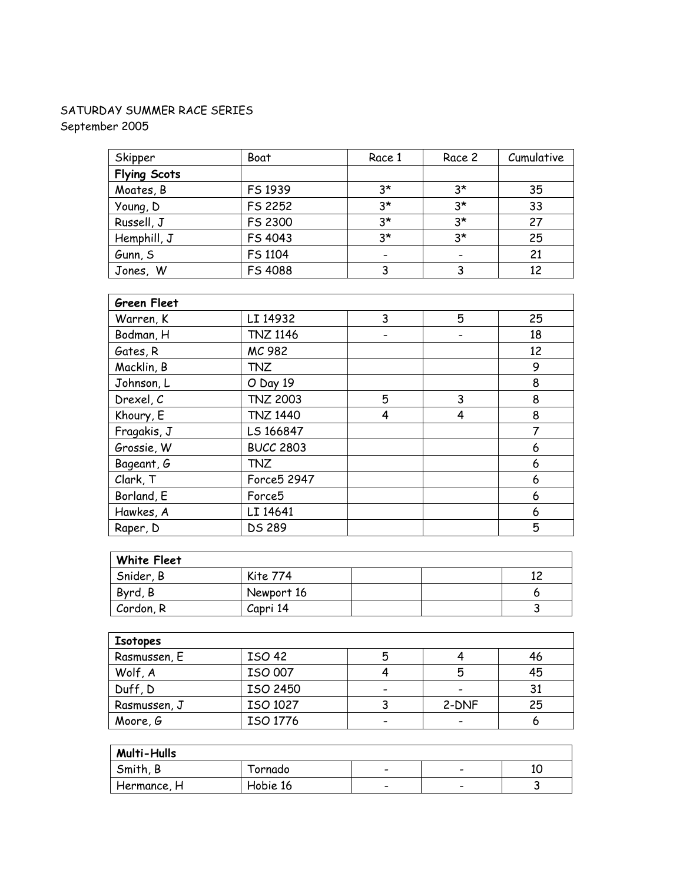SATURDAY SUMMER RACE SERIES
September 2005

| Skipper | Boat | Race 1 | Race 2 | Cumulative |
|---|---|---|---|---|
| **Flying Scots** | | | | |
| Moates, B | FS 1939 | 3* | 3* | 35 |
| Young, D | FS 2252 | 3* | 3* | 33 |
| Russell, J | FS 2300 | 3* | 3* | 27 |
| Hemphill, J | FS 4043 | 3* | 3* | 25 |
| Gunn, S | FS 1104 | - | - | 21 |
| Jones, W | FS 4088 | 3 | 3 | 12 |

| **Green Fleet** | | | | |
|---|---|---|---|---|
| Warren, K | LI 14932 | 3 | 5 | 25 |
| Bodman, H | TNZ 1146 | - | - | 18 |
| Gates, R | MC 982 | | | 12 |
| Macklin, B | TNZ | | | 9 |
| Johnson, L | O Day 19 | | | 8 |
| Drexel, C | TNZ 2003 | 5 | 3 | 8 |
| Khoury, E | TNZ 1440 | 4 | 4 | 8 |
| Fragakis, J | LS 166847 | | | 7 |
| Grossie, W | BUCC 2803 | | | 6 |
| Bageant, G | TNZ | | | 6 |
| Clark, T | Force5 2947 | | | 6 |
| Borland, E | Force5 | | | 6 |
| Hawkes, A | LI 14641 | | | 6 |
| Raper, D | DS 289 | | | 5 |

| **White Fleet** | | | | |
|---|---|---|---|---|
| Snider, B | Kite 774 | | | 12 |
| Byrd, B | Newport 16 | | | 6 |
| Cordon, R | Capri 14 | | | 3 |

| **Isotopes** | | | | |
|---|---|---|---|---|
| Rasmussen, E | ISO 42 | 5 | 4 | 46 |
| Wolf, A | ISO 007 | 4 | 5 | 45 |
| Duff, D | ISO 2450 | - | - | 31 |
| Rasmussen, J | ISO 1027 | 3 | 2-DNF | 25 |
| Moore, G | ISO 1776 | - | - | 6 |

| **Multi-Hulls** | | | | |
|---|---|---|---|---|
| Smith, B | Tornado | - | - | 10 |
| Hermance, H | Hobie 16 | - | - | 3 |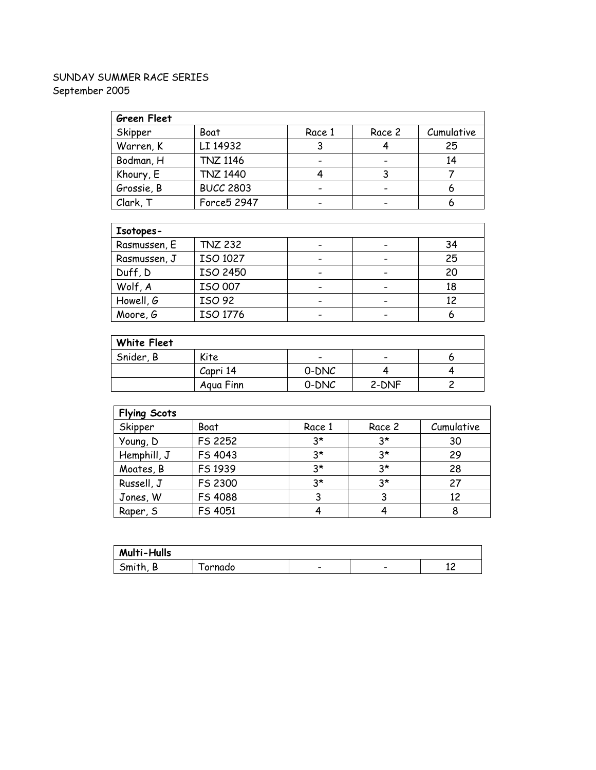SUNDAY SUMMER RACE SERIES
September 2005

| **Green Fleet** | | | | |
|---|---|---|---|---|
| Skipper | Boat | Race 1 | Race 2 | Cumulative |
| Warren, K | LI 14932 | 3 | 4 | 25 |
| Bodman, H | TNZ 1146 | - | - | 14 |
| Khoury, E | TNZ 1440 | 4 | 3 | 7 |
| Grossie, B | BUCC 2803 | - | - | 6 |
| Clark, T | Force5 2947 | - | - | 6 |

| **Isotopes-** | | | | |
|---|---|---|---|---|
| Rasmussen, E | TNZ 232 | - | - | 34 |
| Rasmussen, J | ISO 1027 | - | - | 25 |
| Duff, D | ISO 2450 | - | - | 20 |
| Wolf, A | ISO 007 | - | - | 18 |
| Howell, G | ISO 92 | - | - | 12 |
| Moore, G | ISO 1776 | - | - | 6 |

| **White Fleet** | | | | |
|---|---|---|---|---|
| Snider, B | Kite | - | - | 6 |
| | Capri 14 | 0-DNC | 4 | 4 |
| | Aqua Finn | 0-DNC | 2-DNF | 2 |

| **Flying Scots** | | | | |
|---|---|---|---|---|
| Skipper | Boat | Race 1 | Race 2 | Cumulative |
| Young, D | FS 2252 | 3* | 3* | 30 |
| Hemphill, J | FS 4043 | 3* | 3* | 29 |
| Moates, B | FS 1939 | 3* | 3* | 28 |
| Russell, J | FS 2300 | 3* | 3* | 27 |
| Jones, W | FS 4088 | 3 | 3 | 12 |
| Raper, S | FS 4051 | 4 | 4 | 8 |

| **Multi-Hulls** | | | | |
|---|---|---|---|---|
| Smith, B | Tornado | - | - | 12 |